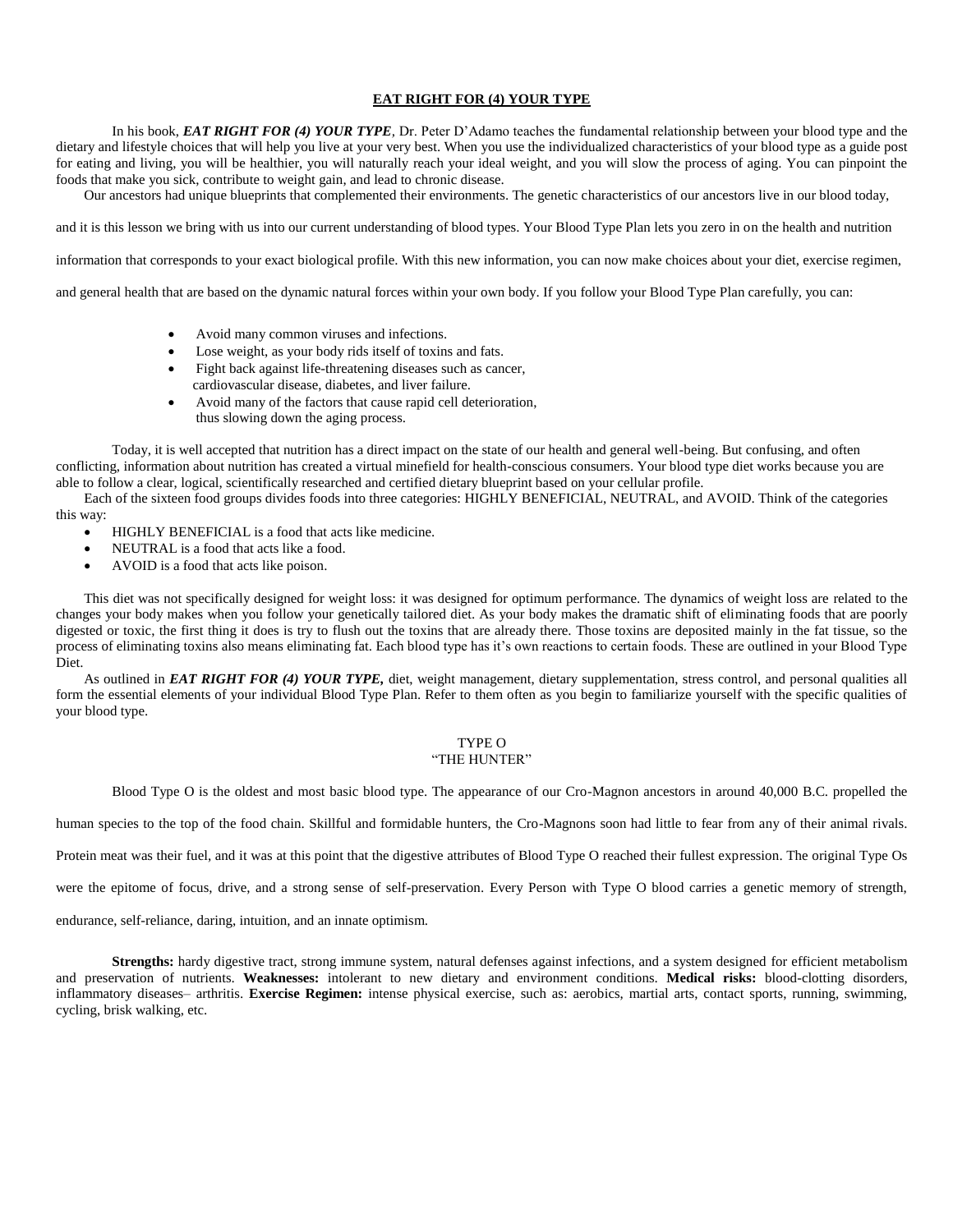# EAT RIGHT FOR (4) YOUR TYPE

In his book, ***EAT RIGHT FOR (4) YOUR TYPE***, Dr. Peter D'Adamo teaches the fundamental relationship between your blood type and the dietary and lifestyle choices that will help you live at your very best. When you use the individualized characteristics of your blood type as a guide post for eating and living, you will be healthier, you will naturally reach your ideal weight, and you will slow the process of aging. You can pinpoint the foods that make you sick, contribute to weight gain, and lead to chronic disease.

Our ancestors had unique blueprints that complemented their environments. The genetic characteristics of our ancestors live in our blood today, and it is this lesson we bring with us into our current understanding of blood types. Your Blood Type Plan lets you zero in on the health and nutrition information that corresponds to your exact biological profile. With this new information, you can now make choices about your diet, exercise regimen, and general health that are based on the dynamic natural forces within your own body. If you follow your Blood Type Plan carefully, you can:

- Avoid many common viruses and infections.
- Lose weight, as your body rids itself of toxins and fats.
- Fight back against life-threatening diseases such as cancer, cardiovascular disease, diabetes, and liver failure.
- Avoid many of the factors that cause rapid cell deterioration, thus slowing down the aging process.

Today, it is well accepted that nutrition has a direct impact on the state of our health and general well-being. But confusing, and often conflicting, information about nutrition has created a virtual minefield for health-conscious consumers. Your blood type diet works because you are able to follow a clear, logical, scientifically researched and certified dietary blueprint based on your cellular profile.

Each of the sixteen food groups divides foods into three categories: HIGHLY BENEFICIAL, NEUTRAL, and AVOID. Think of the categories this way:

- HIGHLY BENEFICIAL is a food that acts like medicine.
- NEUTRAL is a food that acts like a food.
- AVOID is a food that acts like poison.

This diet was not specifically designed for weight loss: it was designed for optimum performance. The dynamics of weight loss are related to the changes your body makes when you follow your genetically tailored diet. As your body makes the dramatic shift of eliminating foods that are poorly digested or toxic, the first thing it does is try to flush out the toxins that are already there. Those toxins are deposited mainly in the fat tissue, so the process of eliminating toxins also means eliminating fat. Each blood type has it's own reactions to certain foods. These are outlined in your Blood Type Diet.

As outlined in ***EAT RIGHT FOR (4) YOUR TYPE,*** diet, weight management, dietary supplementation, stress control, and personal qualities all form the essential elements of your individual Blood Type Plan. Refer to them often as you begin to familiarize yourself with the specific qualities of your blood type.

## TYPE O
## "THE HUNTER"

Blood Type O is the oldest and most basic blood type. The appearance of our Cro-Magnon ancestors in around 40,000 B.C. propelled the human species to the top of the food chain. Skillful and formidable hunters, the Cro-Magnons soon had little to fear from any of their animal rivals. Protein meat was their fuel, and it was at this point that the digestive attributes of Blood Type O reached their fullest expression. The original Type Os were the epitome of focus, drive, and a strong sense of self-preservation. Every Person with Type O blood carries a genetic memory of strength, endurance, self-reliance, daring, intuition, and an innate optimism.

**Strengths:** hardy digestive tract, strong immune system, natural defenses against infections, and a system designed for efficient metabolism and preservation of nutrients. **Weaknesses:** intolerant to new dietary and environment conditions. **Medical risks:** blood-clotting disorders, inflammatory diseases– arthritis. **Exercise Regimen:** intense physical exercise, such as: aerobics, martial arts, contact sports, running, swimming, cycling, brisk walking, etc.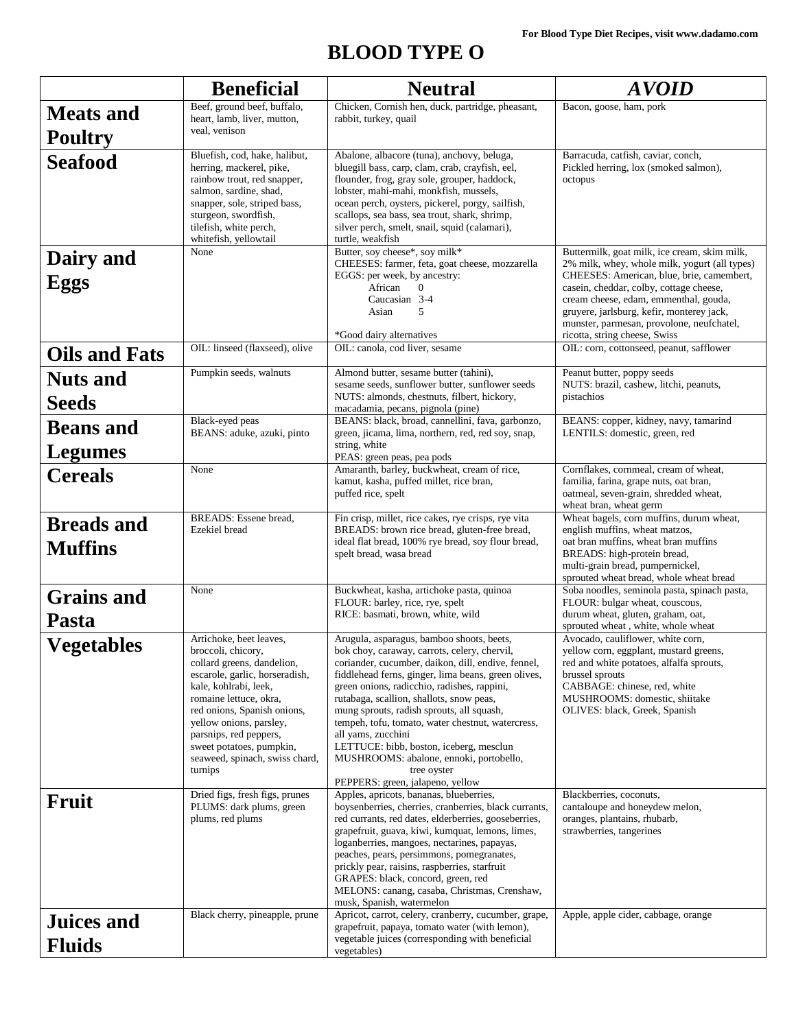For Blood Type Diet Recipes, visit www.dadamo.com

# BLOOD TYPE O

| | Beneficial | Neutral | *AVOID* |
|---|---|---|---|
| **Meats and Poultry** | Beef, ground beef, buffalo, heart, lamb, liver, mutton, veal, venison | Chicken, Cornish hen, duck, partridge, pheasant, rabbit, turkey, quail | Bacon, goose, ham, pork |
| **Seafood** | Bluefish, cod, hake, halibut, herring, mackerel, pike, rainbow trout, red snapper, salmon, sardine, shad, snapper, sole, striped bass, sturgeon, swordfish, tilefish, white perch, whitefish, yellowtail | Abalone, albacore (tuna), anchovy, beluga, bluegill bass, carp, clam, crab, crayfish, eel, flounder, frog, gray sole, grouper, haddock, lobster, mahi-mahi, monkfish, mussels, ocean perch, oysters, pickerel, porgy, sailfish, scallops, sea bass, sea trout, shark, shrimp, silver perch, smelt, snail, squid (calamari), turtle, weakfish | Barracuda, catfish, caviar, conch, Pickled herring, lox (smoked salmon), octopus |
| **Dairy and Eggs** | None | Butter, soy cheese*, soy milk*<br>CHEESES: farmer, feta, goat cheese, mozzarella<br>EGGS: per week, by ancestry:<br>African 0<br>Caucasian 3-4<br>Asian 5<br><br>*Good dairy alternatives | Buttermilk, goat milk, ice cream, skim milk, 2% milk, whey, whole milk, yogurt (all types)<br>CHEESES: American, blue, brie, camembert, casein, cheddar, colby, cottage cheese, cream cheese, edam, emmenthal, gouda, gruyere, jarlsburg, kefir, monterey jack, munster, parmesan, provolone, neufchatel, ricotta, string cheese, Swiss |
| **Oils and Fats** | OIL: linseed (flaxseed), olive | OIL: canola, cod liver, sesame | OIL: corn, cottonseed, peanut, safflower |
| **Nuts and Seeds** | Pumpkin seeds, walnuts | Almond butter, sesame butter (tahini), sesame seeds, sunflower butter, sunflower seeds<br>NUTS: almonds, chestnuts, filbert, hickory, macadamia, pecans, pignola (pine) | Peanut butter, poppy seeds<br>NUTS: brazil, cashew, litchi, peanuts, pistachios |
| **Beans and Legumes** | Black-eyed peas<br>BEANS: aduke, azuki, pinto | BEANS: black, broad, cannellini, fava, garbonzo, green, jicama, lima, northern, red, red soy, snap, string, white<br>PEAS: green peas, pea pods | BEANS: copper, kidney, navy, tamarind<br>LENTILS: domestic, green, red |
| **Cereals** | None | Amaranth, barley, buckwheat, cream of rice, kamut, kasha, puffed millet, rice bran, puffed rice, spelt | Cornflakes, cornmeal, cream of wheat, familia, farina, grape nuts, oat bran, oatmeal, seven-grain, shredded wheat, wheat bran, wheat germ |
| **Breads and Muffins** | BREADS: Essene bread, Ezekiel bread | Fin crisp, millet, rice cakes, rye crisps, rye vita<br>BREADS: brown rice bread, gluten-free bread, ideal flat bread, 100% rye bread, soy flour bread, spelt bread, wasa bread | Wheat bagels, corn muffins, durum wheat, english muffins, wheat matzos, oat bran muffins, wheat bran muffins<br>BREADS: high-protein bread, multi-grain bread, pumpernickel, sprouted wheat bread, whole wheat bread |
| **Grains and Pasta** | None | Buckwheat, kasha, artichoke pasta, quinoa<br>FLOUR: barley, rice, rye, spelt<br>RICE: basmati, brown, white, wild | Soba noodles, seminola pasta, spinach pasta,<br>FLOUR: bulgar wheat, couscous, durum wheat, gluten, graham, oat, sprouted wheat , white, whole wheat |
| **Vegetables** | Artichoke, beet leaves, broccoli, chicory, collard greens, dandelion, escarole, garlic, horseradish, kale, kohlrabi, leek, romaine lettuce, okra, red onions, Spanish onions, yellow onions, parsley, parsnips, red peppers, sweet potatoes, pumpkin, seaweed, spinach, swiss chard, turnips | Arugula, asparagus, bamboo shoots, beets, bok choy, caraway, carrots, celery, chervil, coriander, cucumber, daikon, dill, endive, fennel, fiddlehead ferns, ginger, lima beans, green olives, green onions, radicchio, radishes, rappini, rutabaga, scallion, shallots, snow peas, mung sprouts, radish sprouts, all squash, tempeh, tofu, tomato, water chestnut, watercress, all yams, zucchini<br>LETTUCE: bibb, boston, iceberg, mesclun<br>MUSHROOMS: abalone, ennoki, portobello, tree oyster<br>PEPPERS: green, jalapeno, yellow | Avocado, cauliflower, white corn, yellow corn, eggplant, mustard greens, red and white potatoes, alfalfa sprouts, brussel sprouts<br>CABBAGE: chinese, red, white<br>MUSHROOMS: domestic, shiitake<br>OLIVES: black, Greek, Spanish |
| **Fruit** | Dried figs, fresh figs, prunes<br>PLUMS: dark plums, green plums, red plums | Apples, apricots, bananas, blueberries, boysenberries, cherries, cranberries, black currants, red currants, red dates, elderberries, gooseberries, grapefruit, guava, kiwi, kumquat, lemons, limes, loganberries, mangoes, nectarines, papayas, peaches, pears, persimmons, pomegranates, prickly pear, raisins, raspberries, starfruit<br>GRAPES: black, concord, green, red<br>MELONS: canang, casaba, Christmas, Crenshaw, musk, Spanish, watermelon | Blackberries, coconuts, cantaloupe and honeydew melon, oranges, plantains, rhubarb, strawberries, tangerines |
| **Juices and Fluids** | Black cherry, pineapple, prune | Apricot, carrot, celery, cranberry, cucumber, grape, grapefruit, papaya, tomato water (with lemon), vegetable juices (corresponding with beneficial vegetables) | Apple, apple cider, cabbage, orange |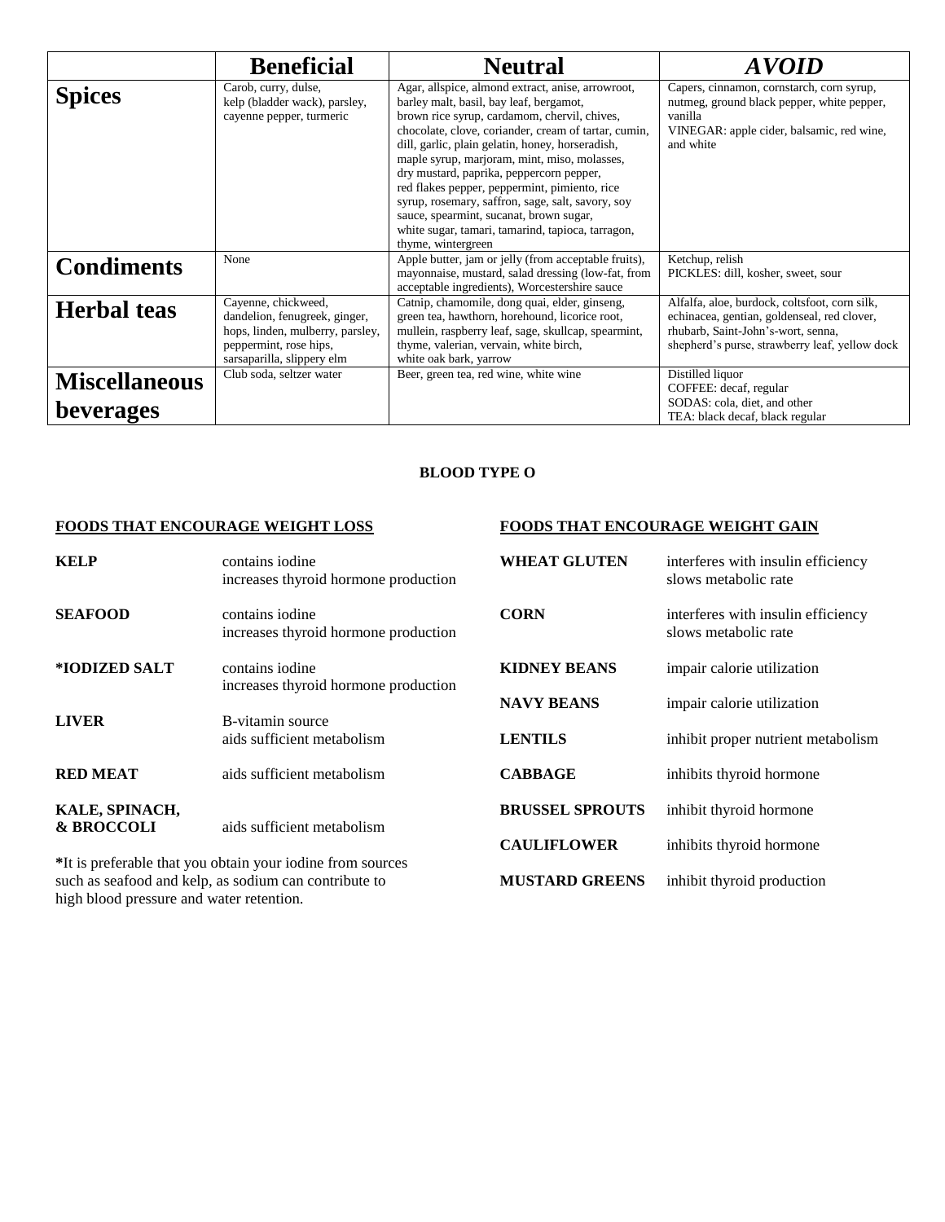| | Beneficial | Neutral | *AVOID* |
|---|---|---|---|
| **Spices** | Carob, curry, dulse, kelp (bladder wack), parsley, cayenne pepper, turmeric | Agar, allspice, almond extract, anise, arrowroot, barley malt, basil, bay leaf, bergamot, brown rice syrup, cardamom, chervil, chives, chocolate, clove, coriander, cream of tartar, cumin, dill, garlic, plain gelatin, honey, horseradish, maple syrup, marjoram, mint, miso, molasses, dry mustard, paprika, peppercorn pepper, red flakes pepper, peppermint, pimiento, rice syrup, rosemary, saffron, sage, salt, savory, soy sauce, spearmint, sucanat, brown sugar, white sugar, tamari, tamarind, tapioca, tarragon, thyme, wintergreen | Capers, cinnamon, cornstarch, corn syrup, nutmeg, ground black pepper, white pepper, vanilla<br>VINEGAR: apple cider, balsamic, red wine, and white |
| **Condiments** | None | Apple butter, jam or jelly (from acceptable fruits), mayonnaise, mustard, salad dressing (low-fat, from acceptable ingredients), Worcestershire sauce | Ketchup, relish<br>PICKLES: dill, kosher, sweet, sour |
| **Herbal teas** | Cayenne, chickweed, dandelion, fenugreek, ginger, hops, linden, mulberry, parsley, peppermint, rose hips, sarsaparilla, slippery elm | Catnip, chamomile, dong quai, elder, ginseng, green tea, hawthorn, horehound, licorice root, mullein, raspberry leaf, sage, skullcap, spearmint, thyme, valerian, vervain, white birch, white oak bark, yarrow | Alfalfa, aloe, burdock, coltsfoot, corn silk, echinacea, gentian, goldenseal, red clover, rhubarb, Saint-John's-wort, senna, shepherd's purse, strawberry leaf, yellow dock |
| **Miscellaneous beverages** | Club soda, seltzer water | Beer, green tea, red wine, white wine | Distilled liquor<br>COFFEE: decaf, regular<br>SODAS: cola, diet, and other<br>TEA: black decaf, black regular |

**BLOOD TYPE O**

**FOODS THAT ENCOURAGE WEIGHT LOSS**

| | |
|---|---|
| **KELP** | contains iodine<br>increases thyroid hormone production |
| **SEAFOOD** | contains iodine<br>increases thyroid hormone production |
| ***IODIZED SALT** | contains iodine<br>increases thyroid hormone production |
| **LIVER** | B-vitamin source<br>aids sufficient metabolism |
| **RED MEAT** | aids sufficient metabolism |
| **KALE, SPINACH, & BROCCOLI** | aids sufficient metabolism |

**\***It is preferable that you obtain your iodine from sources such as seafood and kelp, as sodium can contribute to high blood pressure and water retention.

**FOODS THAT ENCOURAGE WEIGHT GAIN**

| | |
|---|---|
| **WHEAT GLUTEN** | interferes with insulin efficiency<br>slows metabolic rate |
| **CORN** | interferes with insulin efficiency<br>slows metabolic rate |
| **KIDNEY BEANS** | impair calorie utilization |
| **NAVY BEANS** | impair calorie utilization |
| **LENTILS** | inhibit proper nutrient metabolism |
| **CABBAGE** | inhibits thyroid hormone |
| **BRUSSEL SPROUTS** | inhibit thyroid hormone |
| **CAULIFLOWER** | inhibits thyroid hormone |
| **MUSTARD GREENS** | inhibit thyroid production |